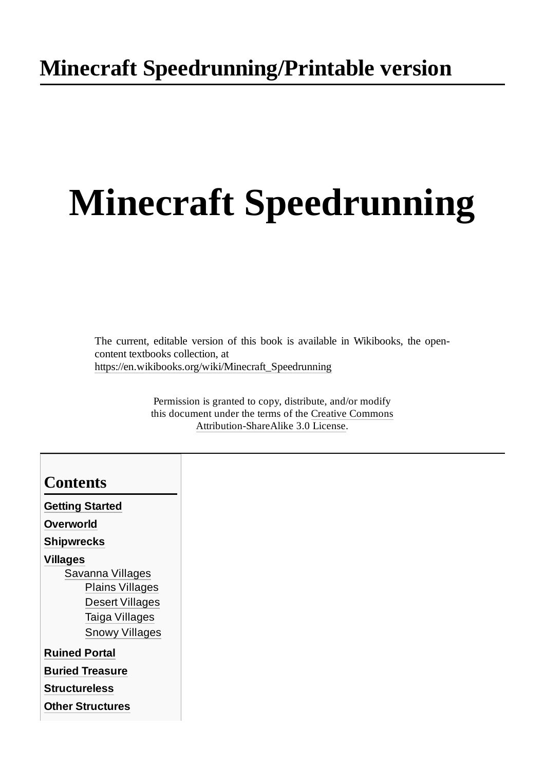# Minecraft Speedrunning/Printable version

# Minecraft Speedrunning

The current, editable version of this book is available in Wikibooks, the open-content textbooks collection, at
https://en.wikibooks.org/wiki/Minecraft_Speedrunning

Permission is granted to copy, distribute, and/or modify this document under the terms of the Creative Commons Attribution-ShareAlike 3.0 License.

## Contents

- Getting Started
- Overworld
- Shipwrecks
- Villages
  - Savanna Villages
    - Plains Villages
    - Desert Villages
    - Taiga Villages
    - Snowy Villages
- Ruined Portal
- Buried Treasure
- Structureless
- Other Structures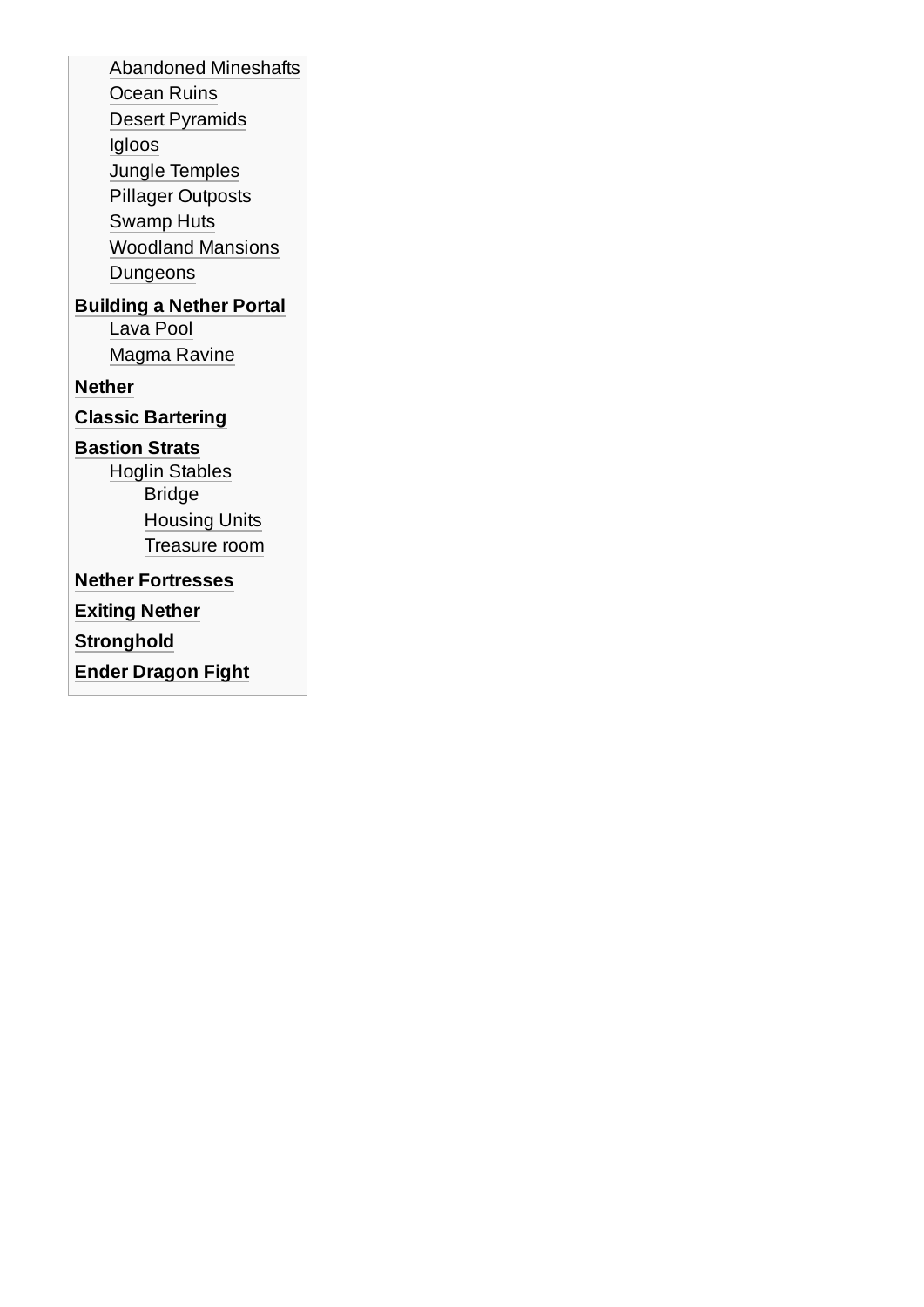- Abandoned Mineshafts
- Ocean Ruins
- Desert Pyramids
- Igloos
- Jungle Temples
- Pillager Outposts
- Swamp Huts
- Woodland Mansions
- Dungeons

**Building a Nether Portal**
- Lava Pool
- Magma Ravine

**Nether**

**Classic Bartering**

**Bastion Strats**
- Hoglin Stables
  - Bridge
  - Housing Units
  - Treasure room

**Nether Fortresses**

**Exiting Nether**

**Stronghold**

**Ender Dragon Fight**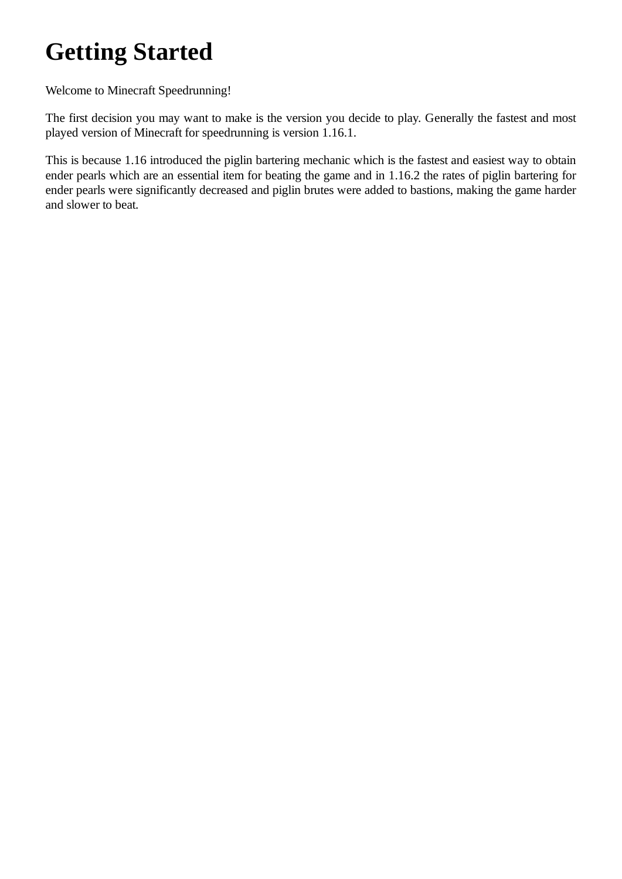# Getting Started

Welcome to Minecraft Speedrunning!

The first decision you may want to make is the version you decide to play. Generally the fastest and most played version of Minecraft for speedrunning is version 1.16.1.

This is because 1.16 introduced the piglin bartering mechanic which is the fastest and easiest way to obtain ender pearls which are an essential item for beating the game and in 1.16.2 the rates of piglin bartering for ender pearls were significantly decreased and piglin brutes were added to bastions, making the game harder and slower to beat.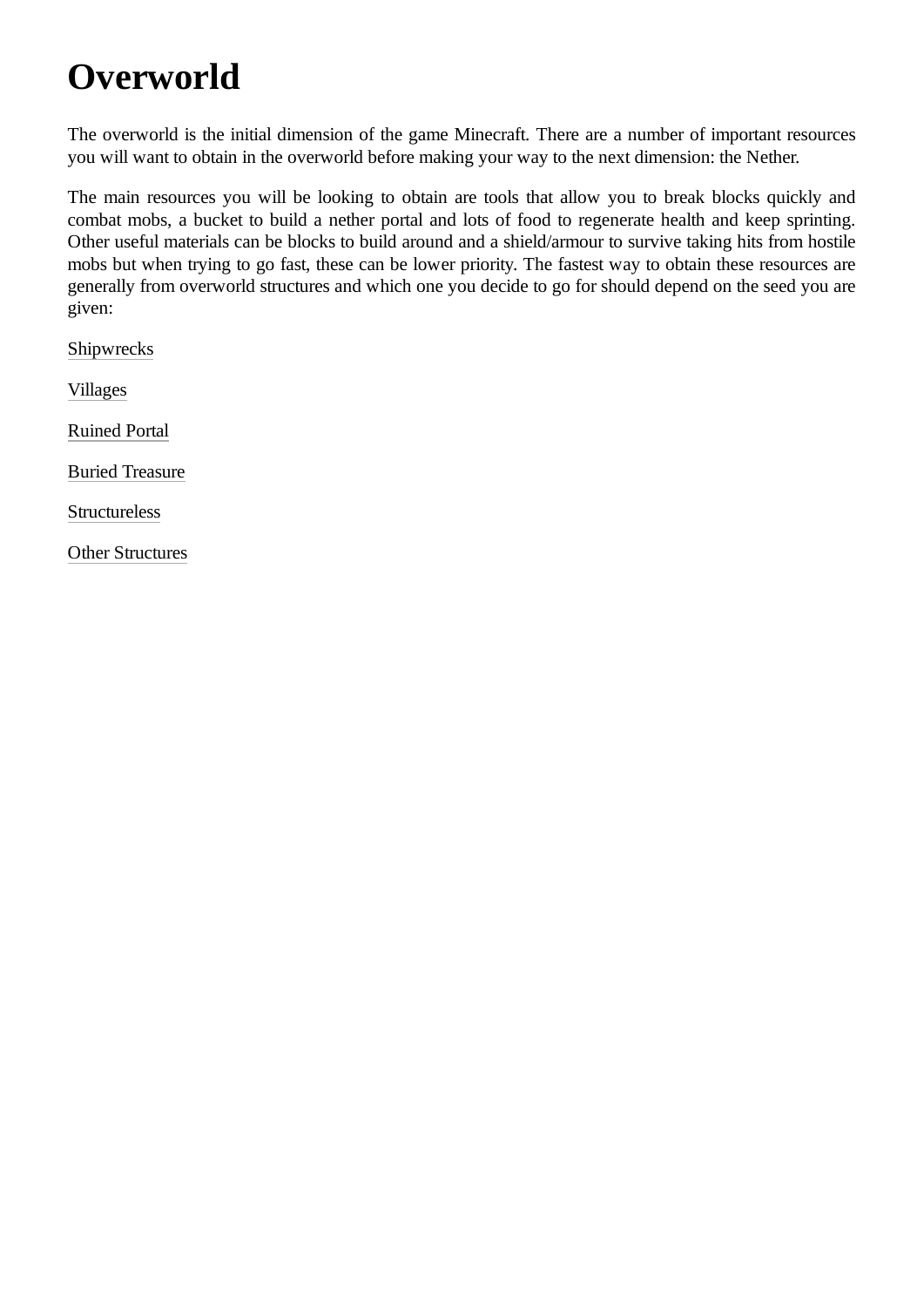# Overworld

The overworld is the initial dimension of the game Minecraft. There are a number of important resources you will want to obtain in the overworld before making your way to the next dimension: the Nether.

The main resources you will be looking to obtain are tools that allow you to break blocks quickly and combat mobs, a bucket to build a nether portal and lots of food to regenerate health and keep sprinting. Other useful materials can be blocks to build around and a shield/armour to survive taking hits from hostile mobs but when trying to go fast, these can be lower priority. The fastest way to obtain these resources are generally from overworld structures and which one you decide to go for should depend on the seed you are given:

Shipwrecks

Villages

Ruined Portal

Buried Treasure

Structureless

Other Structures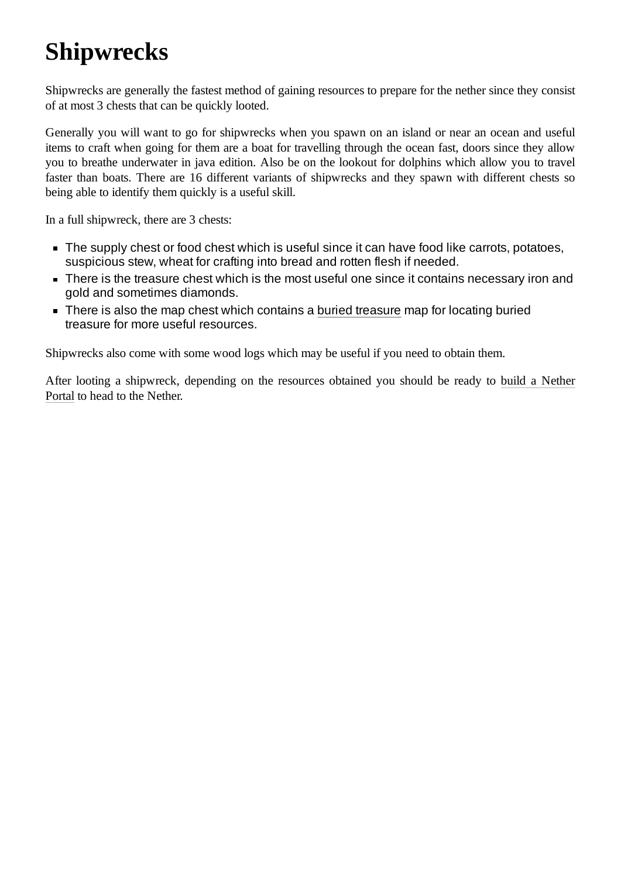# Shipwrecks

Shipwrecks are generally the fastest method of gaining resources to prepare for the nether since they consist of at most 3 chests that can be quickly looted.

Generally you will want to go for shipwrecks when you spawn on an island or near an ocean and useful items to craft when going for them are a boat for travelling through the ocean fast, doors since they allow you to breathe underwater in java edition. Also be on the lookout for dolphins which allow you to travel faster than boats. There are 16 different variants of shipwrecks and they spawn with different chests so being able to identify them quickly is a useful skill.

In a full shipwreck, there are 3 chests:

- The supply chest or food chest which is useful since it can have food like carrots, potatoes, suspicious stew, wheat for crafting into bread and rotten flesh if needed.
- There is the treasure chest which is the most useful one since it contains necessary iron and gold and sometimes diamonds.
- There is also the map chest which contains a buried treasure map for locating buried treasure for more useful resources.

Shipwrecks also come with some wood logs which may be useful if you need to obtain them.

After looting a shipwreck, depending on the resources obtained you should be ready to build a Nether Portal to head to the Nether.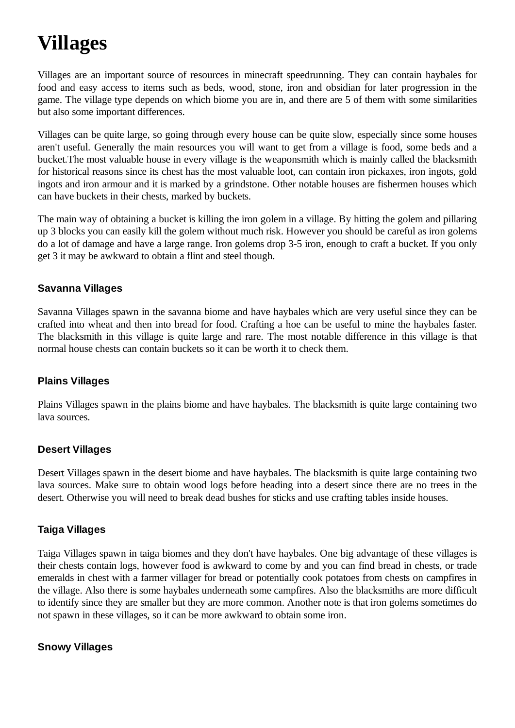# Villages

Villages are an important source of resources in minecraft speedrunning. They can contain haybales for food and easy access to items such as beds, wood, stone, iron and obsidian for later progression in the game. The village type depends on which biome you are in, and there are 5 of them with some similarities but also some important differences.

Villages can be quite large, so going through every house can be quite slow, especially since some houses aren't useful. Generally the main resources you will want to get from a village is food, some beds and a bucket.The most valuable house in every village is the weaponsmith which is mainly called the blacksmith for historical reasons since its chest has the most valuable loot, can contain iron pickaxes, iron ingots, gold ingots and iron armour and it is marked by a grindstone. Other notable houses are fishermen houses which can have buckets in their chests, marked by buckets.

The main way of obtaining a bucket is killing the iron golem in a village. By hitting the golem and pillaring up 3 blocks you can easily kill the golem without much risk. However you should be careful as iron golems do a lot of damage and have a large range. Iron golems drop 3-5 iron, enough to craft a bucket. If you only get 3 it may be awkward to obtain a flint and steel though.

### Savanna Villages

Savanna Villages spawn in the savanna biome and have haybales which are very useful since they can be crafted into wheat and then into bread for food. Crafting a hoe can be useful to mine the haybales faster. The blacksmith in this village is quite large and rare. The most notable difference in this village is that normal house chests can contain buckets so it can be worth it to check them.

### Plains Villages

Plains Villages spawn in the plains biome and have haybales. The blacksmith is quite large containing two lava sources.

### Desert Villages

Desert Villages spawn in the desert biome and have haybales. The blacksmith is quite large containing two lava sources. Make sure to obtain wood logs before heading into a desert since there are no trees in the desert. Otherwise you will need to break dead bushes for sticks and use crafting tables inside houses.

### Taiga Villages

Taiga Villages spawn in taiga biomes and they don't have haybales. One big advantage of these villages is their chests contain logs, however food is awkward to come by and you can find bread in chests, or trade emeralds in chest with a farmer villager for bread or potentially cook potatoes from chests on campfires in the village. Also there is some haybales underneath some campfires. Also the blacksmiths are more difficult to identify since they are smaller but they are more common. Another note is that iron golems sometimes do not spawn in these villages, so it can be more awkward to obtain some iron.

### Snowy Villages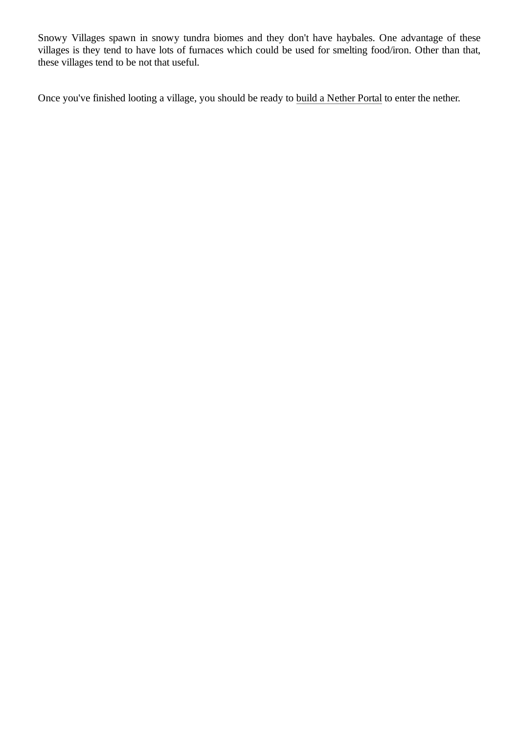Snowy Villages spawn in snowy tundra biomes and they don't have haybales. One advantage of these villages is they tend to have lots of furnaces which could be used for smelting food/iron. Other than that, these villages tend to be not that useful.

Once you've finished looting a village, you should be ready to build a Nether Portal to enter the nether.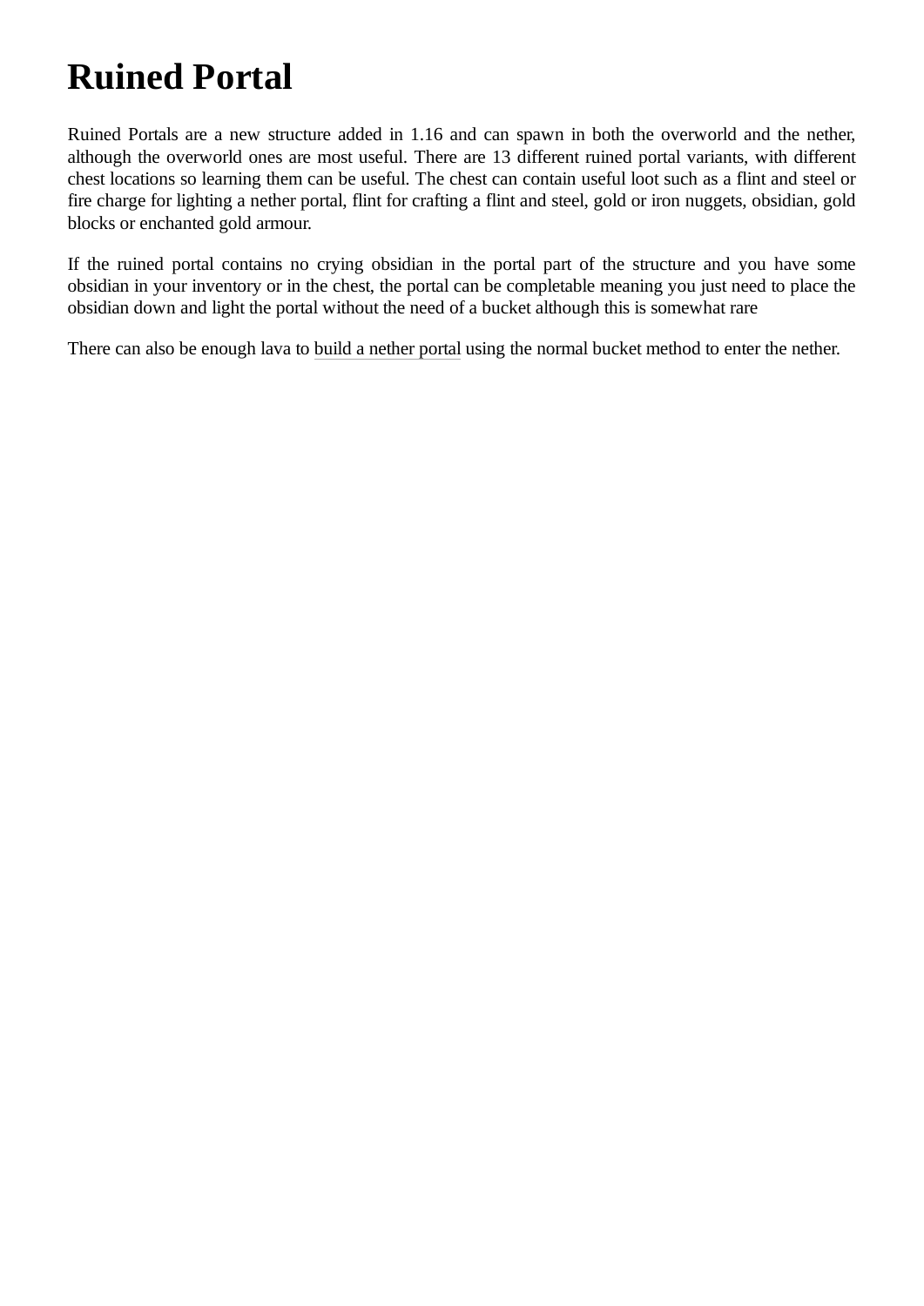# Ruined Portal

Ruined Portals are a new structure added in 1.16 and can spawn in both the overworld and the nether, although the overworld ones are most useful. There are 13 different ruined portal variants, with different chest locations so learning them can be useful. The chest can contain useful loot such as a flint and steel or fire charge for lighting a nether portal, flint for crafting a flint and steel, gold or iron nuggets, obsidian, gold blocks or enchanted gold armour.

If the ruined portal contains no crying obsidian in the portal part of the structure and you have some obsidian in your inventory or in the chest, the portal can be completable meaning you just need to place the obsidian down and light the portal without the need of a bucket although this is somewhat rare

There can also be enough lava to build a nether portal using the normal bucket method to enter the nether.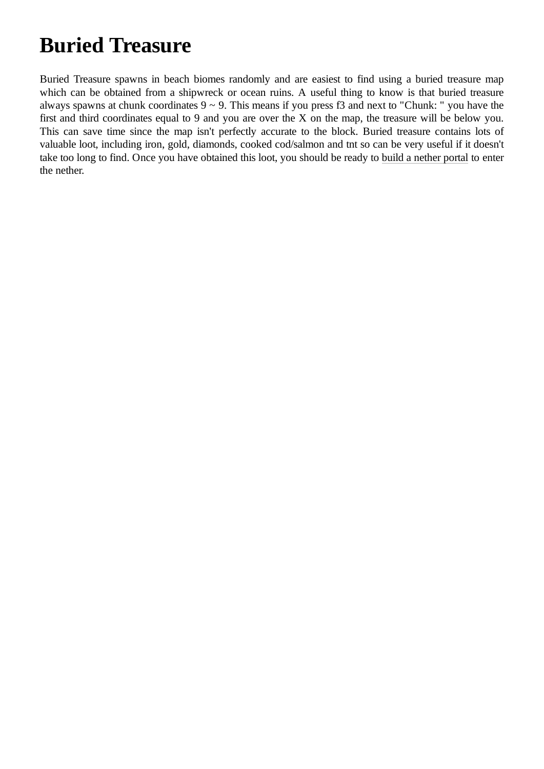# Buried Treasure

Buried Treasure spawns in beach biomes randomly and are easiest to find using a buried treasure map which can be obtained from a shipwreck or ocean ruins. A useful thing to know is that buried treasure always spawns at chunk coordinates 9 ~ 9. This means if you press f3 and next to "Chunk: " you have the first and third coordinates equal to 9 and you are over the X on the map, the treasure will be below you. This can save time since the map isn't perfectly accurate to the block. Buried treasure contains lots of valuable loot, including iron, gold, diamonds, cooked cod/salmon and tnt so can be very useful if it doesn't take too long to find. Once you have obtained this loot, you should be ready to build a nether portal to enter the nether.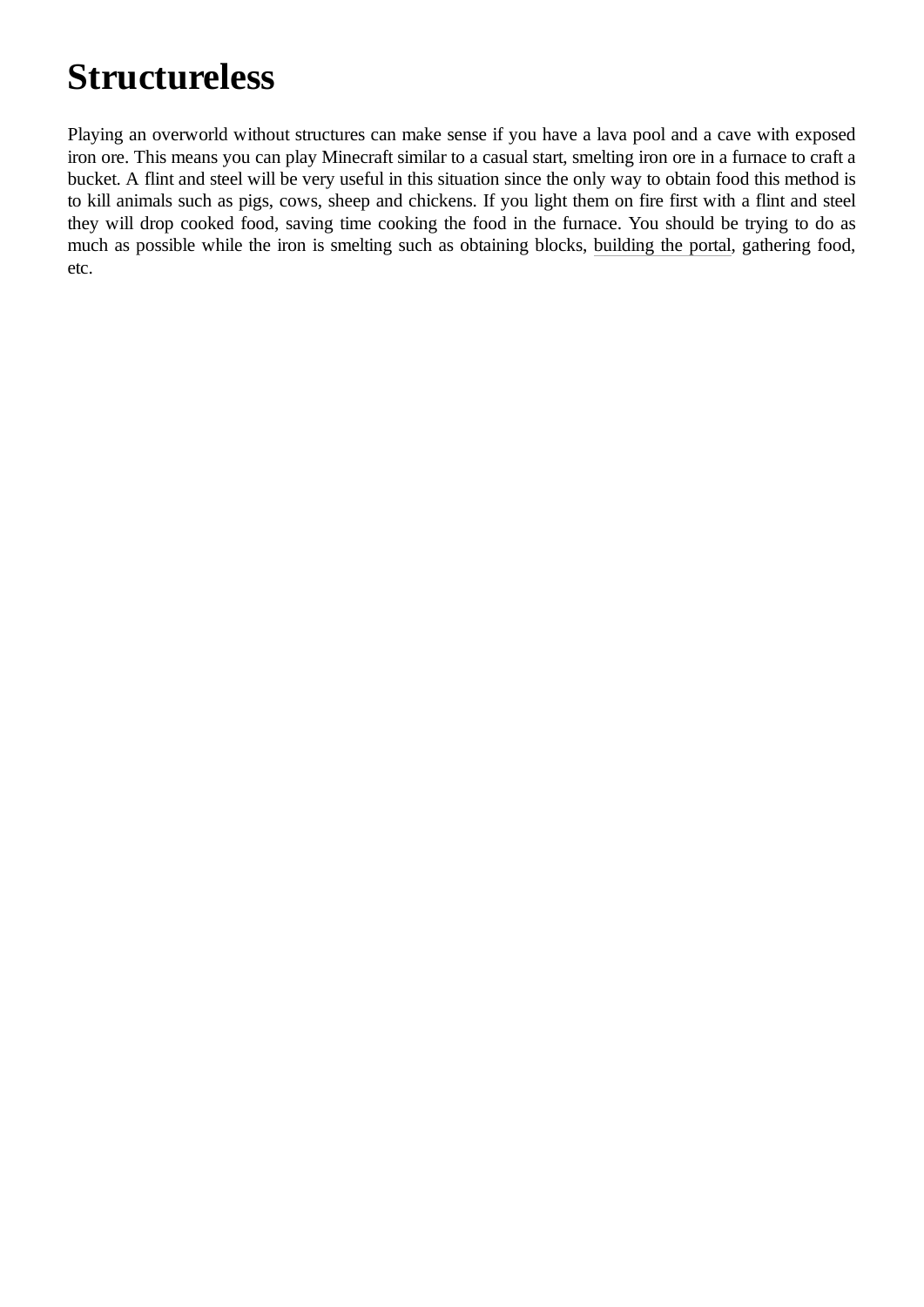# Structureless

Playing an overworld without structures can make sense if you have a lava pool and a cave with exposed iron ore. This means you can play Minecraft similar to a casual start, smelting iron ore in a furnace to craft a bucket. A flint and steel will be very useful in this situation since the only way to obtain food this method is to kill animals such as pigs, cows, sheep and chickens. If you light them on fire first with a flint and steel they will drop cooked food, saving time cooking the food in the furnace. You should be trying to do as much as possible while the iron is smelting such as obtaining blocks, building the portal, gathering food, etc.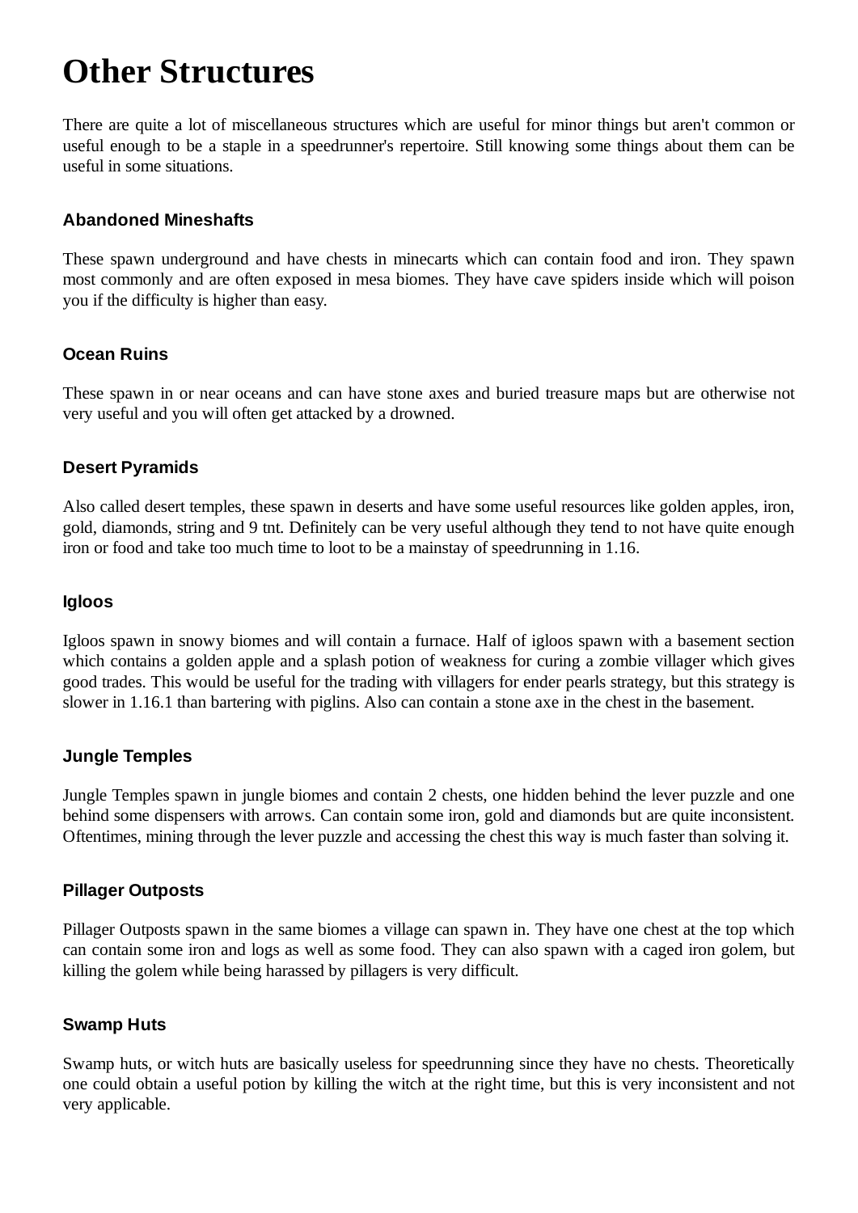# Other Structures

There are quite a lot of miscellaneous structures which are useful for minor things but aren't common or useful enough to be a staple in a speedrunner's repertoire. Still knowing some things about them can be useful in some situations.

### Abandoned Mineshafts

These spawn underground and have chests in minecarts which can contain food and iron. They spawn most commonly and are often exposed in mesa biomes. They have cave spiders inside which will poison you if the difficulty is higher than easy.

### Ocean Ruins

These spawn in or near oceans and can have stone axes and buried treasure maps but are otherwise not very useful and you will often get attacked by a drowned.

### Desert Pyramids

Also called desert temples, these spawn in deserts and have some useful resources like golden apples, iron, gold, diamonds, string and 9 tnt. Definitely can be very useful although they tend to not have quite enough iron or food and take too much time to loot to be a mainstay of speedrunning in 1.16.

### Igloos

Igloos spawn in snowy biomes and will contain a furnace. Half of igloos spawn with a basement section which contains a golden apple and a splash potion of weakness for curing a zombie villager which gives good trades. This would be useful for the trading with villagers for ender pearls strategy, but this strategy is slower in 1.16.1 than bartering with piglins. Also can contain a stone axe in the chest in the basement.

### Jungle Temples

Jungle Temples spawn in jungle biomes and contain 2 chests, one hidden behind the lever puzzle and one behind some dispensers with arrows. Can contain some iron, gold and diamonds but are quite inconsistent. Oftentimes, mining through the lever puzzle and accessing the chest this way is much faster than solving it.

### Pillager Outposts

Pillager Outposts spawn in the same biomes a village can spawn in. They have one chest at the top which can contain some iron and logs as well as some food. They can also spawn with a caged iron golem, but killing the golem while being harassed by pillagers is very difficult.

### Swamp Huts

Swamp huts, or witch huts are basically useless for speedrunning since they have no chests. Theoretically one could obtain a useful potion by killing the witch at the right time, but this is very inconsistent and not very applicable.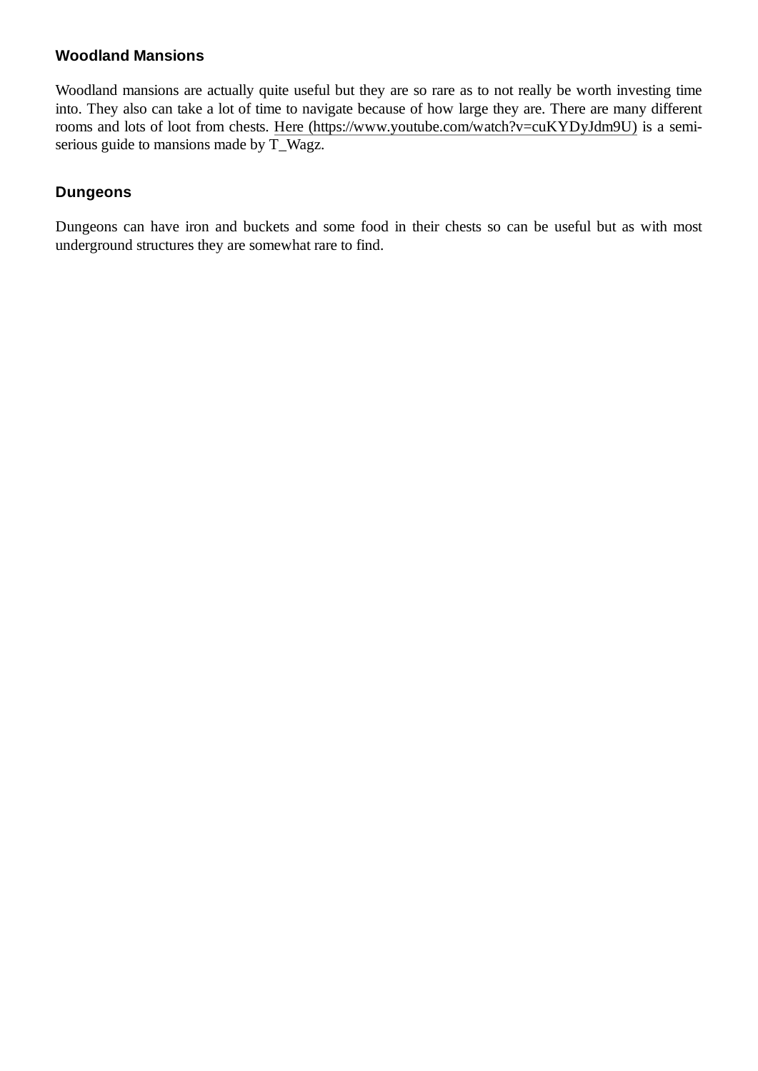### Woodland Mansions

Woodland mansions are actually quite useful but they are so rare as to not really be worth investing time into. They also can take a lot of time to navigate because of how large they are. There are many different rooms and lots of loot from chests. [Here (https://www.youtube.com/watch?v=cuKYDyJdm9U)](https://www.youtube.com/watch?v=cuKYDyJdm9U) is a semi-serious guide to mansions made by T_Wagz.

### Dungeons

Dungeons can have iron and buckets and some food in their chests so can be useful but as with most underground structures they are somewhat rare to find.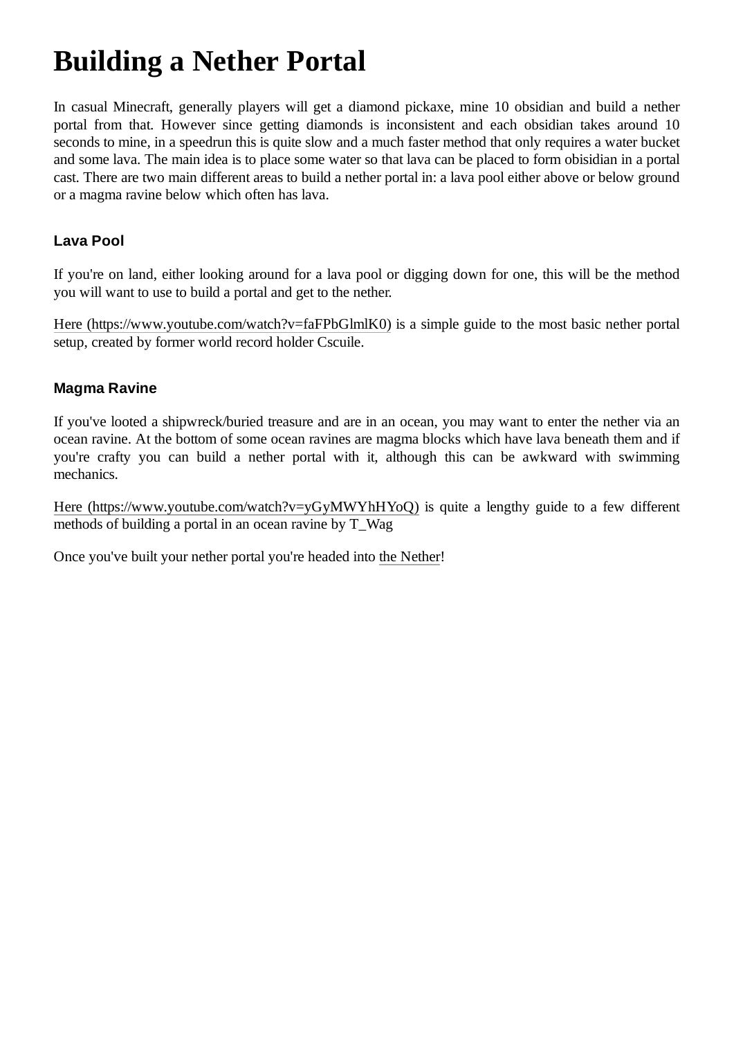# Building a Nether Portal

In casual Minecraft, generally players will get a diamond pickaxe, mine 10 obsidian and build a nether portal from that. However since getting diamonds is inconsistent and each obsidian takes around 10 seconds to mine, in a speedrun this is quite slow and a much faster method that only requires a water bucket and some lava. The main idea is to place some water so that lava can be placed to form obisidian in a portal cast. There are two main different areas to build a nether portal in: a lava pool either above or below ground or a magma ravine below which often has lava.

### Lava Pool

If you're on land, either looking around for a lava pool or digging down for one, this will be the method you will want to use to build a portal and get to the nether.

Here (https://www.youtube.com/watch?v=faFPbGlmlK0) is a simple guide to the most basic nether portal setup, created by former world record holder Cscuile.

### Magma Ravine

If you've looted a shipwreck/buried treasure and are in an ocean, you may want to enter the nether via an ocean ravine. At the bottom of some ocean ravines are magma blocks which have lava beneath them and if you're crafty you can build a nether portal with it, although this can be awkward with swimming mechanics.

Here (https://www.youtube.com/watch?v=yGyMWYhHYoQ) is quite a lengthy guide to a few different methods of building a portal in an ocean ravine by T_Wag

Once you've built your nether portal you're headed into the Nether!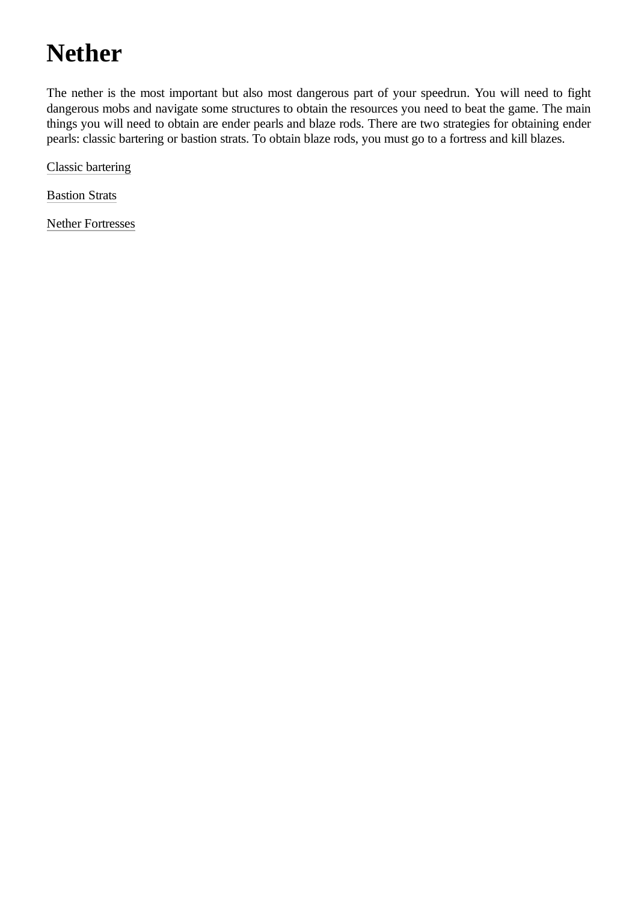# Nether

The nether is the most important but also most dangerous part of your speedrun. You will need to fight dangerous mobs and navigate some structures to obtain the resources you need to beat the game. The main things you will need to obtain are ender pearls and blaze rods. There are two strategies for obtaining ender pearls: classic bartering or bastion strats. To obtain blaze rods, you must go to a fortress and kill blazes.

Classic bartering

Bastion Strats

Nether Fortresses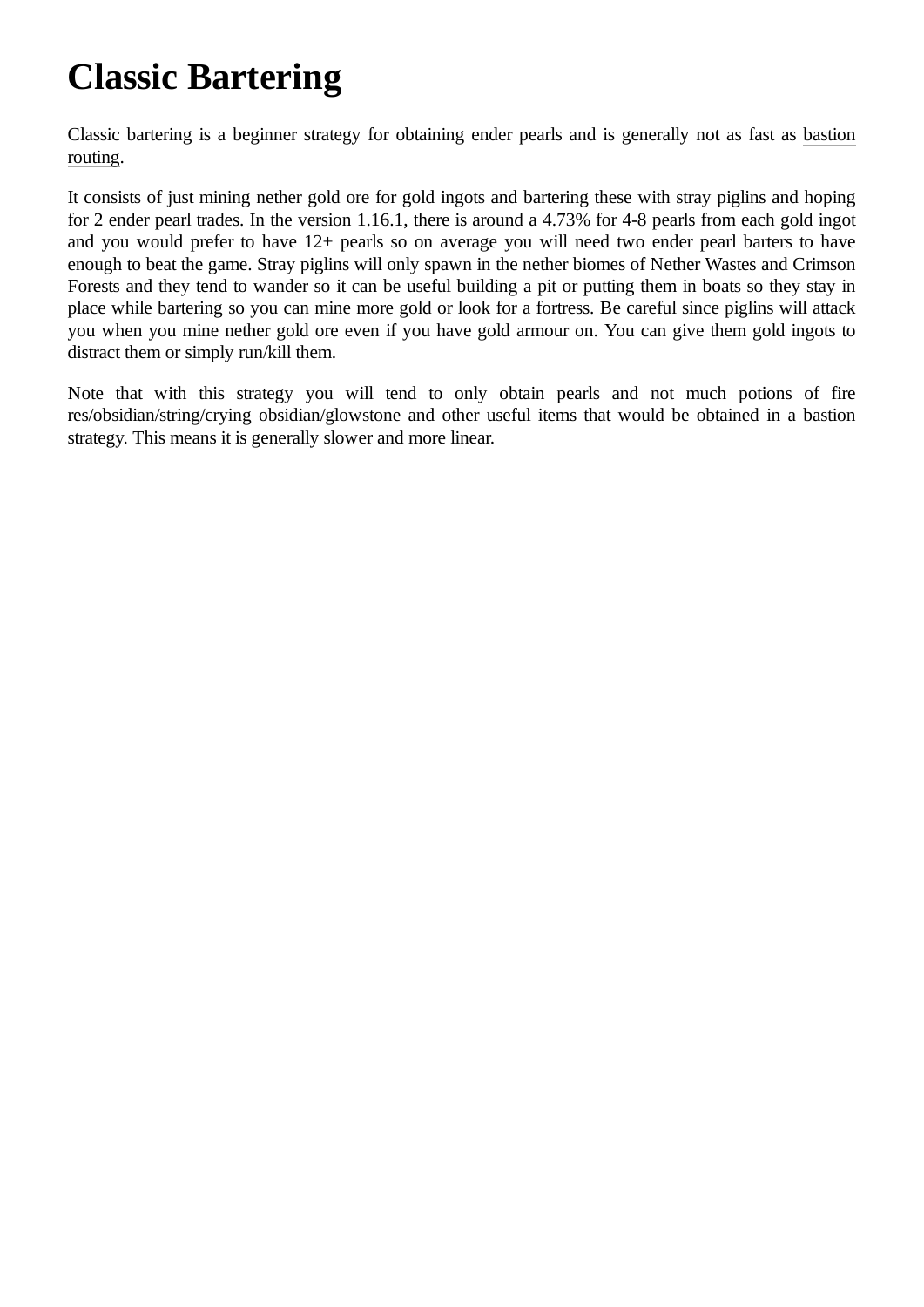# Classic Bartering

Classic bartering is a beginner strategy for obtaining ender pearls and is generally not as fast as bastion routing.

It consists of just mining nether gold ore for gold ingots and bartering these with stray piglins and hoping for 2 ender pearl trades. In the version 1.16.1, there is around a 4.73% for 4-8 pearls from each gold ingot and you would prefer to have 12+ pearls so on average you will need two ender pearl barters to have enough to beat the game. Stray piglins will only spawn in the nether biomes of Nether Wastes and Crimson Forests and they tend to wander so it can be useful building a pit or putting them in boats so they stay in place while bartering so you can mine more gold or look for a fortress. Be careful since piglins will attack you when you mine nether gold ore even if you have gold armour on. You can give them gold ingots to distract them or simply run/kill them.

Note that with this strategy you will tend to only obtain pearls and not much potions of fire res/obsidian/string/crying obsidian/glowstone and other useful items that would be obtained in a bastion strategy. This means it is generally slower and more linear.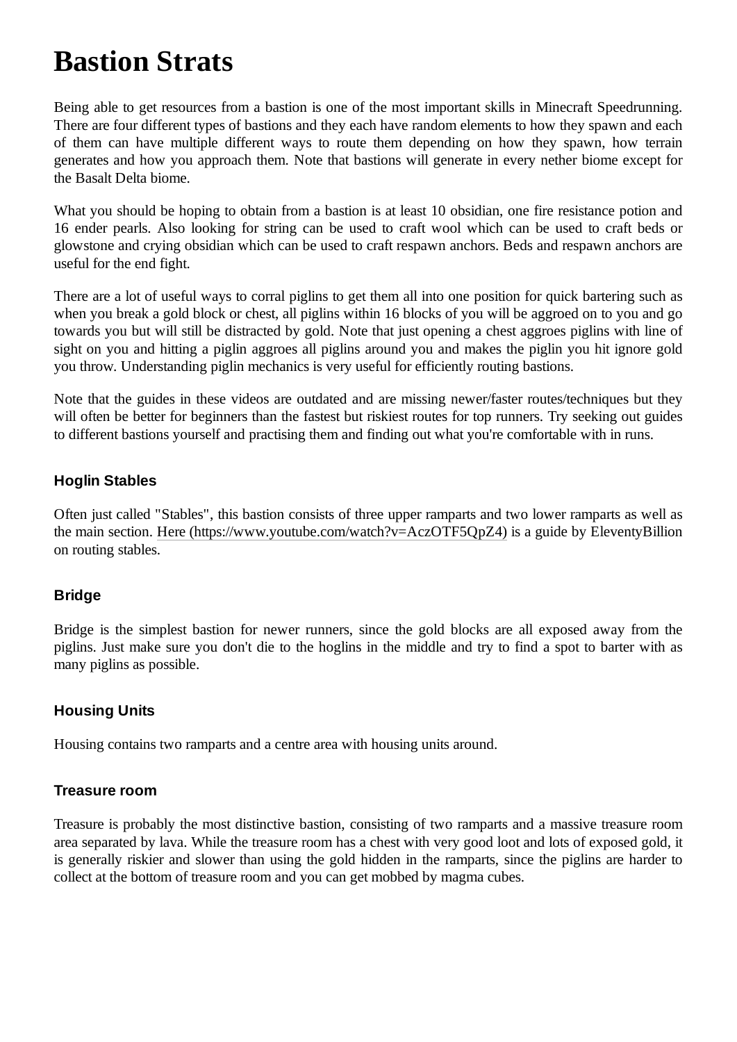# Bastion Strats

Being able to get resources from a bastion is one of the most important skills in Minecraft Speedrunning. There are four different types of bastions and they each have random elements to how they spawn and each of them can have multiple different ways to route them depending on how they spawn, how terrain generates and how you approach them. Note that bastions will generate in every nether biome except for the Basalt Delta biome.

What you should be hoping to obtain from a bastion is at least 10 obsidian, one fire resistance potion and 16 ender pearls. Also looking for string can be used to craft wool which can be used to craft beds or glowstone and crying obsidian which can be used to craft respawn anchors. Beds and respawn anchors are useful for the end fight.

There are a lot of useful ways to corral piglins to get them all into one position for quick bartering such as when you break a gold block or chest, all piglins within 16 blocks of you will be aggroed on to you and go towards you but will still be distracted by gold. Note that just opening a chest aggroes piglins with line of sight on you and hitting a piglin aggroes all piglins around you and makes the piglin you hit ignore gold you throw. Understanding piglin mechanics is very useful for efficiently routing bastions.

Note that the guides in these videos are outdated and are missing newer/faster routes/techniques but they will often be better for beginners than the fastest but riskiest routes for top runners. Try seeking out guides to different bastions yourself and practising them and finding out what you're comfortable with in runs.

### Hoglin Stables

Often just called "Stables", this bastion consists of three upper ramparts and two lower ramparts as well as the main section. [Here (https://www.youtube.com/watch?v=AczOTF5QpZ4)](https://www.youtube.com/watch?v=AczOTF5QpZ4) is a guide by EleventyBillion on routing stables.

### Bridge

Bridge is the simplest bastion for newer runners, since the gold blocks are all exposed away from the piglins. Just make sure you don't die to the hoglins in the middle and try to find a spot to barter with as many piglins as possible.

### Housing Units

Housing contains two ramparts and a centre area with housing units around.

### Treasure room

Treasure is probably the most distinctive bastion, consisting of two ramparts and a massive treasure room area separated by lava. While the treasure room has a chest with very good loot and lots of exposed gold, it is generally riskier and slower than using the gold hidden in the ramparts, since the piglins are harder to collect at the bottom of treasure room and you can get mobbed by magma cubes.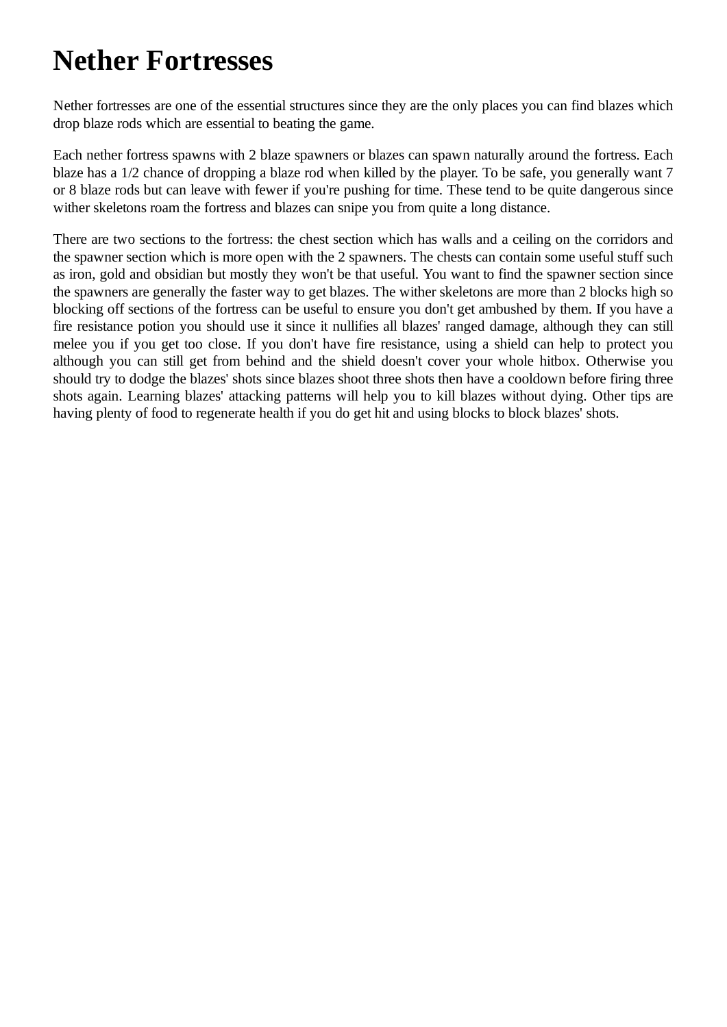# Nether Fortresses

Nether fortresses are one of the essential structures since they are the only places you can find blazes which drop blaze rods which are essential to beating the game.

Each nether fortress spawns with 2 blaze spawners or blazes can spawn naturally around the fortress. Each blaze has a 1/2 chance of dropping a blaze rod when killed by the player. To be safe, you generally want 7 or 8 blaze rods but can leave with fewer if you're pushing for time. These tend to be quite dangerous since wither skeletons roam the fortress and blazes can snipe you from quite a long distance.

There are two sections to the fortress: the chest section which has walls and a ceiling on the corridors and the spawner section which is more open with the 2 spawners. The chests can contain some useful stuff such as iron, gold and obsidian but mostly they won't be that useful. You want to find the spawner section since the spawners are generally the faster way to get blazes. The wither skeletons are more than 2 blocks high so blocking off sections of the fortress can be useful to ensure you don't get ambushed by them. If you have a fire resistance potion you should use it since it nullifies all blazes' ranged damage, although they can still melee you if you get too close. If you don't have fire resistance, using a shield can help to protect you although you can still get from behind and the shield doesn't cover your whole hitbox. Otherwise you should try to dodge the blazes' shots since blazes shoot three shots then have a cooldown before firing three shots again. Learning blazes' attacking patterns will help you to kill blazes without dying. Other tips are having plenty of food to regenerate health if you do get hit and using blocks to block blazes' shots.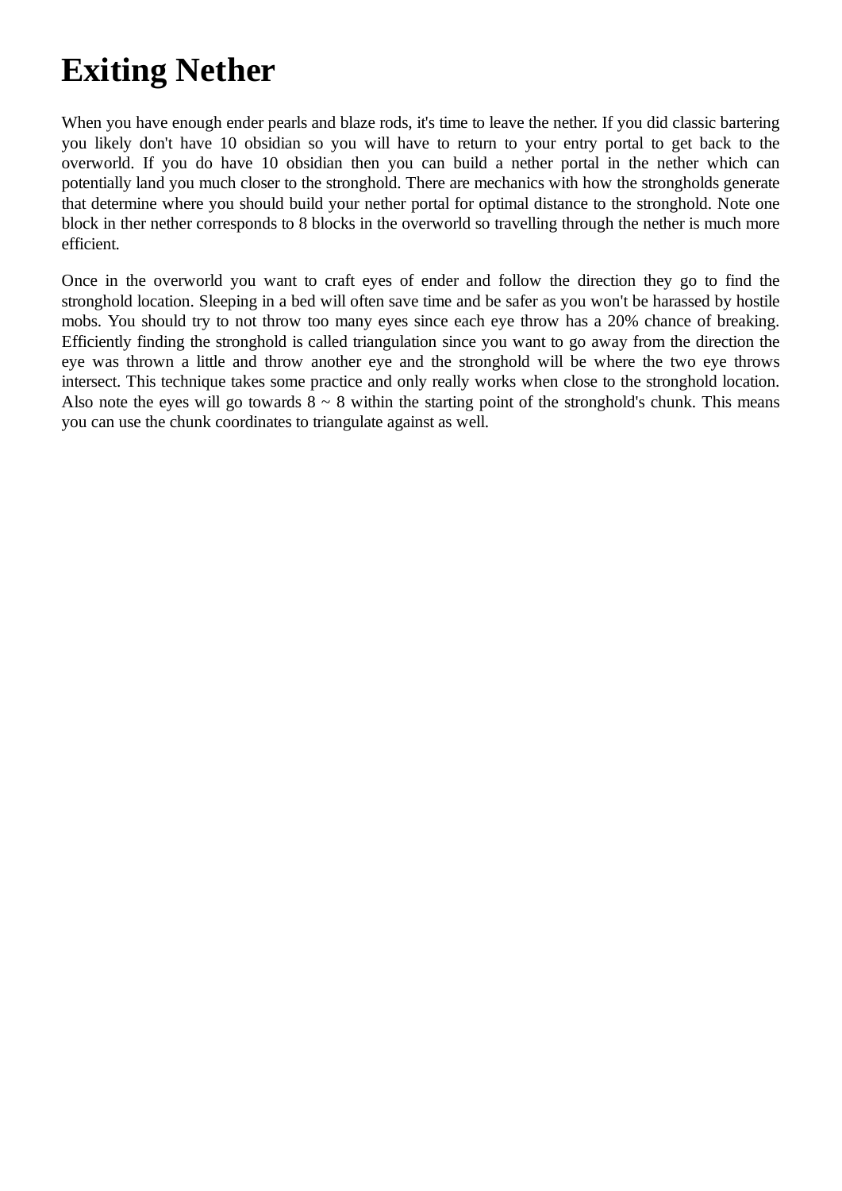# Exiting Nether

When you have enough ender pearls and blaze rods, it's time to leave the nether. If you did classic bartering you likely don't have 10 obsidian so you will have to return to your entry portal to get back to the overworld. If you do have 10 obsidian then you can build a nether portal in the nether which can potentially land you much closer to the stronghold. There are mechanics with how the strongholds generate that determine where you should build your nether portal for optimal distance to the stronghold. Note one block in ther nether corresponds to 8 blocks in the overworld so travelling through the nether is much more efficient.

Once in the overworld you want to craft eyes of ender and follow the direction they go to find the stronghold location. Sleeping in a bed will often save time and be safer as you won't be harassed by hostile mobs. You should try to not throw too many eyes since each eye throw has a 20% chance of breaking. Efficiently finding the stronghold is called triangulation since you want to go away from the direction the eye was thrown a little and throw another eye and the stronghold will be where the two eye throws intersect. This technique takes some practice and only really works when close to the stronghold location. Also note the eyes will go towards 8 ~ 8 within the starting point of the stronghold's chunk. This means you can use the chunk coordinates to triangulate against as well.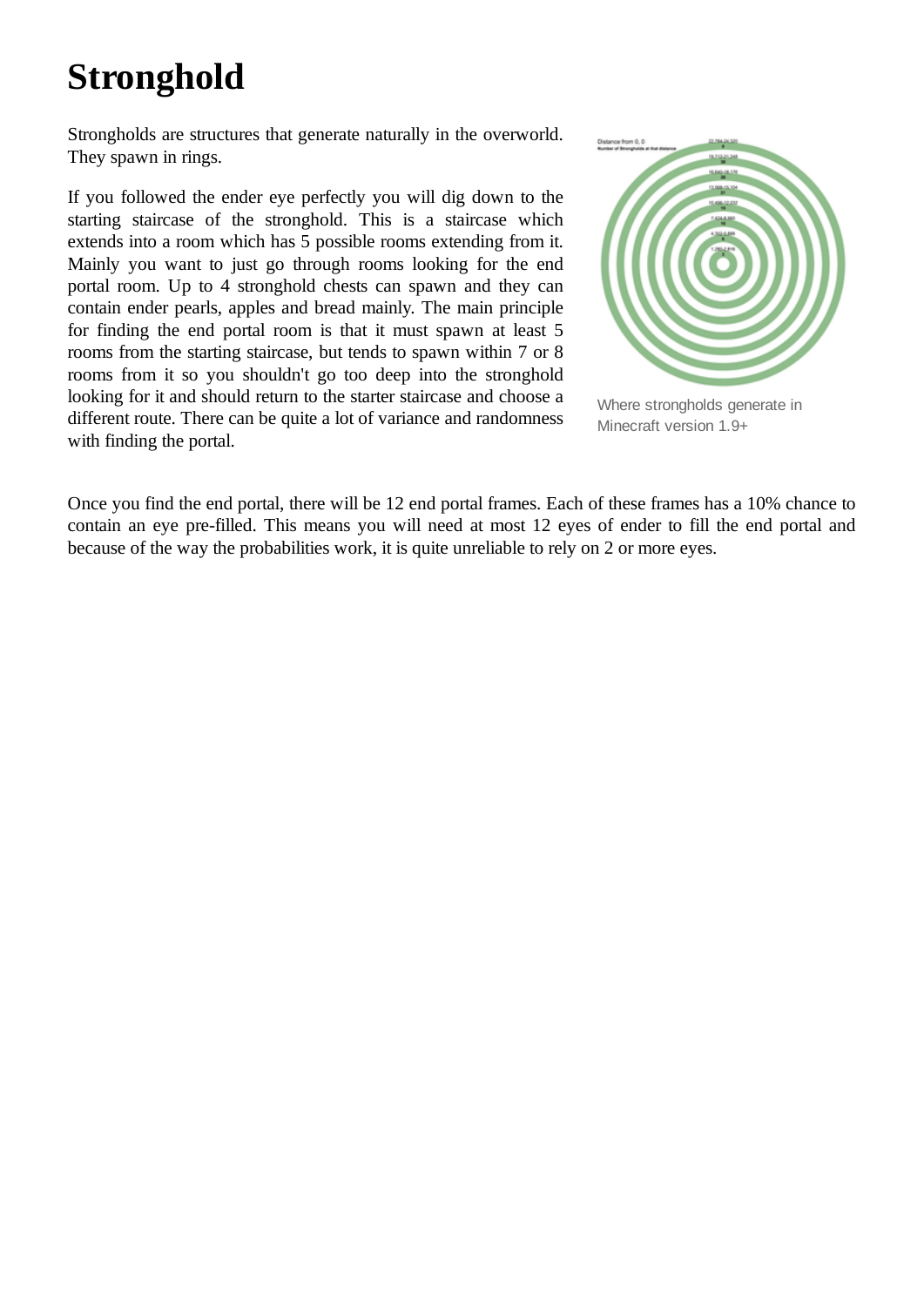# Stronghold

Strongholds are structures that generate naturally in the overworld. They spawn in rings.

If you followed the ender eye perfectly you will dig down to the starting staircase of the stronghold. This is a staircase which extends into a room which has 5 possible rooms extending from it. Mainly you want to just go through rooms looking for the end portal room. Up to 4 stronghold chests can spawn and they can contain ender pearls, apples and bread mainly. The main principle for finding the end portal room is that it must spawn at least 5 rooms from the starting staircase, but tends to spawn within 7 or 8 rooms from it so you shouldn't go too deep into the stronghold looking for it and should return to the starter staircase and choose a different route. There can be quite a lot of variance and randomness with finding the portal.

Where strongholds generate in Minecraft version 1.9+

Once you find the end portal, there will be 12 end portal frames. Each of these frames has a 10% chance to contain an eye pre-filled. This means you will need at most 12 eyes of ender to fill the end portal and because of the way the probabilities work, it is quite unreliable to rely on 2 or more eyes.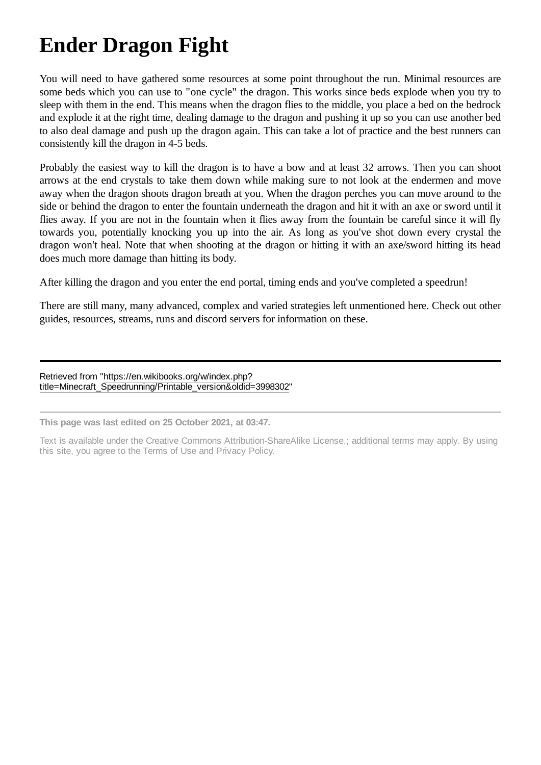# Ender Dragon Fight

You will need to have gathered some resources at some point throughout the run. Minimal resources are some beds which you can use to "one cycle" the dragon. This works since beds explode when you try to sleep with them in the end. This means when the dragon flies to the middle, you place a bed on the bedrock and explode it at the right time, dealing damage to the dragon and pushing it up so you can use another bed to also deal damage and push up the dragon again. This can take a lot of practice and the best runners can consistently kill the dragon in 4-5 beds.

Probably the easiest way to kill the dragon is to have a bow and at least 32 arrows. Then you can shoot arrows at the end crystals to take them down while making sure to not look at the endermen and move away when the dragon shoots dragon breath at you. When the dragon perches you can move around to the side or behind the dragon to enter the fountain underneath the dragon and hit it with an axe or sword until it flies away. If you are not in the fountain when it flies away from the fountain be careful since it will fly towards you, potentially knocking you up into the air. As long as you've shot down every crystal the dragon won't heal. Note that when shooting at the dragon or hitting it with an axe/sword hitting its head does much more damage than hitting its body.

After killing the dragon and you enter the end portal, timing ends and you've completed a speedrun!

There are still many, many advanced, complex and varied strategies left unmentioned here. Check out other guides, resources, streams, runs and discord servers for information on these.

---

Retrieved from "https://en.wikibooks.org/w/index.php?title=Minecraft_Speedrunning/Printable_version&oldid=3998302"

**This page was last edited on 25 October 2021, at 03:47.**

Text is available under the Creative Commons Attribution-ShareAlike License.; additional terms may apply. By using this site, you agree to the Terms of Use and Privacy Policy.